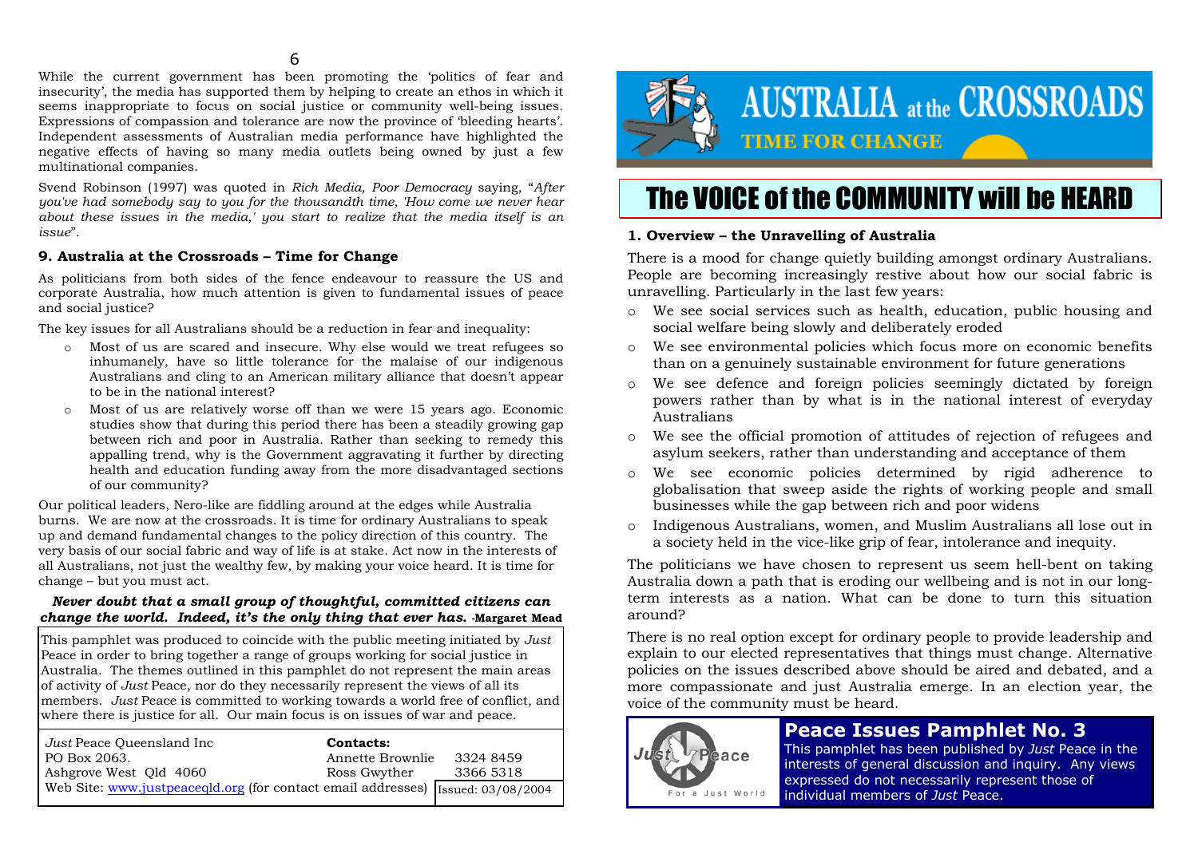While the current government has been promoting the 'politics of fear and insecurity', the media has supported them by helping to create an ethos in which it seems inappropriate to focus on social justice or community well-being issues. Expressions of compassion and tolerance are now the province of 'bleeding hearts'. Independent assessments of Australian media performance have highlighted the negative effects of having so many media outlets being owned by just a few multinational companies.

Svend Robinson (1997) was quoted in *Rich Media, Poor Democracy* saying, "*After you've had somebody say to you for the thousandth time, 'How come we never hear about these issues in the media,' you start to realize that the media itself is an issue*".

### 9. Australia at the Crossroads – Time for Change

As politicians from both sides of the fence endeavour to reassure the US and corporate Australia, how much attention is given to fundamental issues of peace and social justice?

The key issues for all Australians should be a reduction in fear and inequality:

- Most of us are scared and insecure. Why else would we treat refugees so inhumanely, have so little tolerance for the malaise of our indigenous Australians and cling to an American military alliance that doesn't appear to be in the national interest?
- Most of us are relatively worse off than we were 15 years ago. Economic studies show that during this period there has been a steadily growing gap between rich and poor in Australia. Rather than seeking to remedy this appalling trend, why is the Government aggravating it further by directing health and education funding away from the more disadvantaged sections of our community?

Our political leaders, Nero-like are fiddling around at the edges while Australia burns. We are now at the crossroads. It is time for ordinary Australians to speak up and demand fundamental changes to the policy direction of this country. The very basis of our social fabric and way of life is at stake. Act now in the interests of all Australians, not just the wealthy few, by making your voice heard. It is time for change – but you must act.

***Never doubt that a small group of thoughtful, committed citizens can change the world. Indeed, it's the only thing that ever has.*** **-Margaret Mead**

This pamphlet was produced to coincide with the public meeting initiated by *Just* Peace in order to bring together a range of groups working for social justice in Australia. The themes outlined in this pamphlet do not represent the main areas of activity of *Just* Peace, nor do they necessarily represent the views of all its members. *Just* Peace is committed to working towards a world free of conflict, and where there is justice for all. Our main focus is on issues of war and peace.

*Just* Peace Queensland Inc
PO Box 2063.
Ashgrove West Qld 4060
Web Site: www.justpeaceqld.org (for contact email addresses)

**Contacts:**
Annette Brownlie 3324 8459
Ross Gwyther 3366 5318

Issued: 03/08/2004

# AUSTRALIA at the CROSSROADS

## TIME FOR CHANGE

# The VOICE of the COMMUNITY will be HEARD

### 1. Overview – the Unravelling of Australia

There is a mood for change quietly building amongst ordinary Australians. People are becoming increasingly restive about how our social fabric is unravelling. Particularly in the last few years:

- We see social services such as health, education, public housing and social welfare being slowly and deliberately eroded
- We see environmental policies which focus more on economic benefits than on a genuinely sustainable environment for future generations
- We see defence and foreign policies seemingly dictated by foreign powers rather than by what is in the national interest of everyday Australians
- We see the official promotion of attitudes of rejection of refugees and asylum seekers, rather than understanding and acceptance of them
- We see economic policies determined by rigid adherence to globalisation that sweep aside the rights of working people and small businesses while the gap between rich and poor widens
- Indigenous Australians, women, and Muslim Australians all lose out in a society held in the vice-like grip of fear, intolerance and inequity.

The politicians we have chosen to represent us seem hell-bent on taking Australia down a path that is eroding our wellbeing and is not in our long-term interests as a nation. What can be done to turn this situation around?

There is no real option except for ordinary people to provide leadership and explain to our elected representatives that things must change. Alternative policies on the issues described above should be aired and debated, and a more compassionate and just Australia emerge. In an election year, the voice of the community must be heard.

Just Peace
For a Just World

**Peace Issues Pamphlet No. 3**

This pamphlet has been published by *Just* Peace in the interests of general discussion and inquiry. Any views expressed do not necessarily represent those of individual members of *Just* Peace.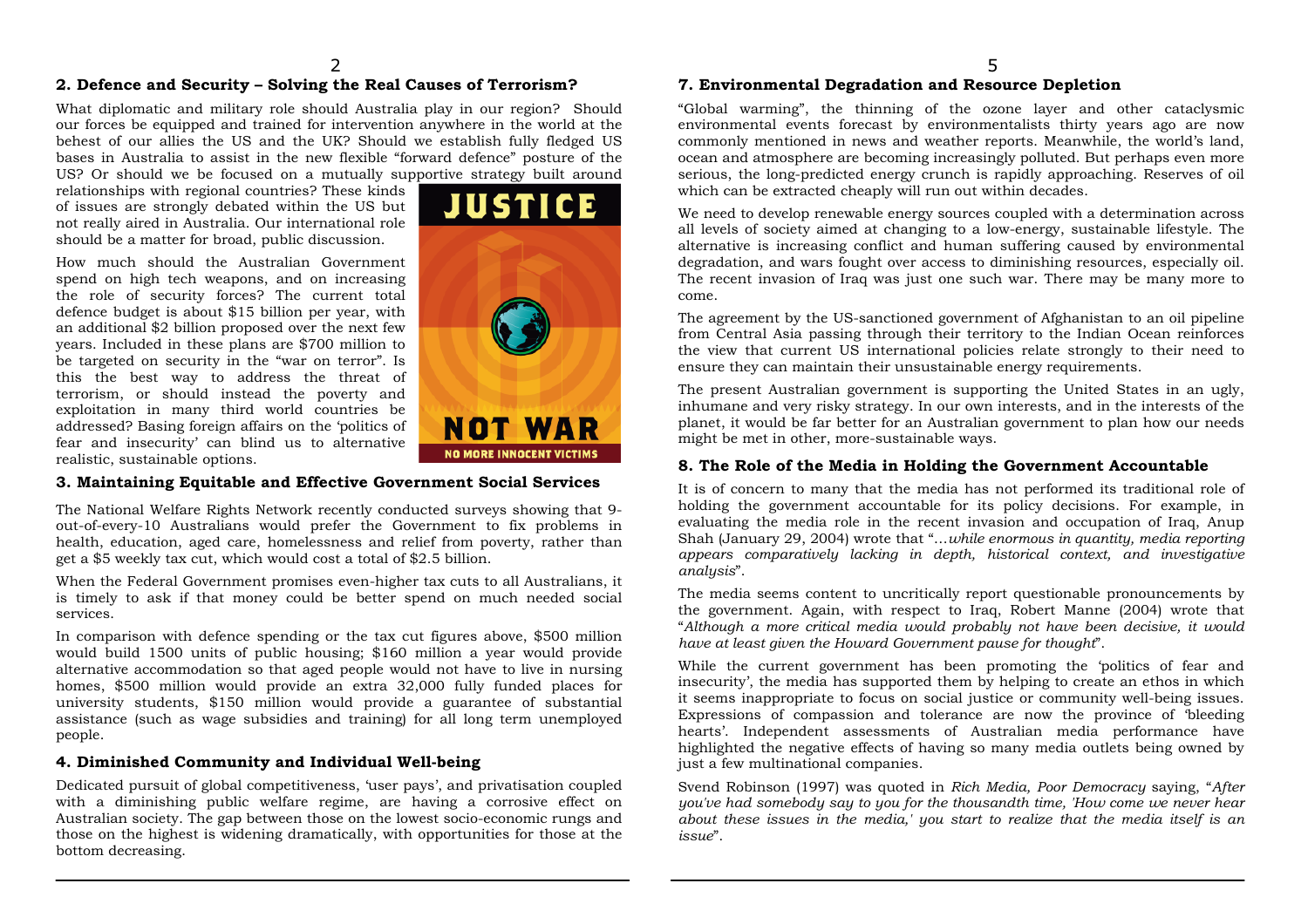## 2. Defence and Security – Solving the Real Causes of Terrorism?

What diplomatic and military role should Australia play in our region? Should our forces be equipped and trained for intervention anywhere in the world at the behest of our allies the US and the UK? Should we establish fully fledged US bases in Australia to assist in the new flexible "forward defence" posture of the US? Or should we be focused on a mutually supportive strategy built around relationships with regional countries? These kinds of issues are strongly debated within the US but not really aired in Australia. Our international role should be a matter for broad, public discussion.

How much should the Australian Government spend on high tech weapons, and on increasing the role of security forces? The current total defence budget is about $15 billion per year, with an additional $2 billion proposed over the next few years. Included in these plans are $700 million to be targeted on security in the "war on terror". Is this the best way to address the threat of terrorism, or should instead the poverty and exploitation in many third world countries be addressed? Basing foreign affairs on the 'politics of fear and insecurity' can blind us to alternative realistic, sustainable options.

JUSTICE NOT WAR

NO MORE INNOCENT VICTIMS

## 3. Maintaining Equitable and Effective Government Social Services

The National Welfare Rights Network recently conducted surveys showing that 9-out-of-every-10 Australians would prefer the Government to fix problems in health, education, aged care, homelessness and relief from poverty, rather than get a $5 weekly tax cut, which would cost a total of $2.5 billion.

When the Federal Government promises even-higher tax cuts to all Australians, it is timely to ask if that money could be better spend on much needed social services.

In comparison with defence spending or the tax cut figures above, $500 million would build 1500 units of public housing; $160 million a year would provide alternative accommodation so that aged people would not have to live in nursing homes, $500 million would provide an extra 32,000 fully funded places for university students, $150 million would provide a guarantee of substantial assistance (such as wage subsidies and training) for all long term unemployed people.

## 4. Diminished Community and Individual Well-being

Dedicated pursuit of global competitiveness, 'user pays', and privatisation coupled with a diminishing public welfare regime, are having a corrosive effect on Australian society. The gap between those on the lowest socio-economic rungs and those on the highest is widening dramatically, with opportunities for those at the bottom decreasing.

## 7. Environmental Degradation and Resource Depletion

"Global warming", the thinning of the ozone layer and other cataclysmic environmental events forecast by environmentalists thirty years ago are now commonly mentioned in news and weather reports. Meanwhile, the world's land, ocean and atmosphere are becoming increasingly polluted. But perhaps even more serious, the long-predicted energy crunch is rapidly approaching. Reserves of oil which can be extracted cheaply will run out within decades.

We need to develop renewable energy sources coupled with a determination across all levels of society aimed at changing to a low-energy, sustainable lifestyle. The alternative is increasing conflict and human suffering caused by environmental degradation, and wars fought over access to diminishing resources, especially oil. The recent invasion of Iraq was just one such war. There may be many more to come.

The agreement by the US-sanctioned government of Afghanistan to an oil pipeline from Central Asia passing through their territory to the Indian Ocean reinforces the view that current US international policies relate strongly to their need to ensure they can maintain their unsustainable energy requirements.

The present Australian government is supporting the United States in an ugly, inhumane and very risky strategy. In our own interests, and in the interests of the planet, it would be far better for an Australian government to plan how our needs might be met in other, more-sustainable ways.

## 8. The Role of the Media in Holding the Government Accountable

It is of concern to many that the media has not performed its traditional role of holding the government accountable for its policy decisions. For example, in evaluating the media role in the recent invasion and occupation of Iraq, Anup Shah (January 29, 2004) wrote that "*...while enormous in quantity, media reporting appears comparatively lacking in depth, historical context, and investigative analysis*".

The media seems content to uncritically report questionable pronouncements by the government. Again, with respect to Iraq, Robert Manne (2004) wrote that "*Although a more critical media would probably not have been decisive, it would have at least given the Howard Government pause for thought*".

While the current government has been promoting the 'politics of fear and insecurity', the media has supported them by helping to create an ethos in which it seems inappropriate to focus on social justice or community well-being issues. Expressions of compassion and tolerance are now the province of 'bleeding hearts'. Independent assessments of Australian media performance have highlighted the negative effects of having so many media outlets being owned by just a few multinational companies.

Svend Robinson (1997) was quoted in *Rich Media, Poor Democracy* saying, "*After you've had somebody say to you for the thousandth time, 'How come we never hear about these issues in the media,' you start to realize that the media itself is an issue*".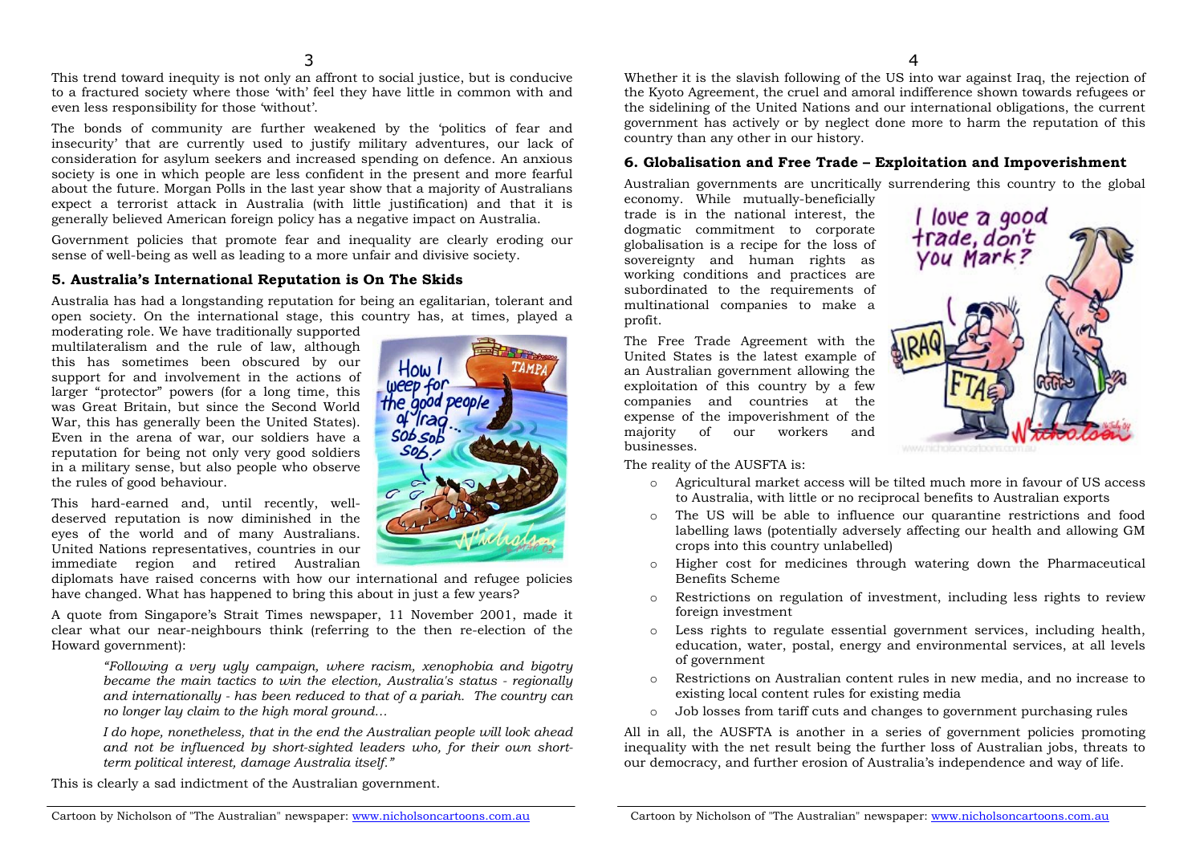This trend toward inequity is not only an affront to social justice, but is conducive to a fractured society where those 'with' feel they have little in common with and even less responsibility for those 'without'.

The bonds of community are further weakened by the 'politics of fear and insecurity' that are currently used to justify military adventures, our lack of consideration for asylum seekers and increased spending on defence. An anxious society is one in which people are less confident in the present and more fearful about the future. Morgan Polls in the last year show that a majority of Australians expect a terrorist attack in Australia (with little justification) and that it is generally believed American foreign policy has a negative impact on Australia.

Government policies that promote fear and inequality are clearly eroding our sense of well-being as well as leading to a more unfair and divisive society.

### 5. Australia's International Reputation is On The Skids

Australia has had a longstanding reputation for being an egalitarian, tolerant and open society. On the international stage, this country has, at times, played a moderating role. We have traditionally supported multilateralism and the rule of law, although this has sometimes been obscured by our support for and involvement in the actions of larger "protector" powers (for a long time, this was Great Britain, but since the Second World War, this has generally been the United States). Even in the arena of war, our soldiers have a reputation for being not only very good soldiers in a military sense, but also people who observe the rules of good behaviour.

This hard-earned and, until recently, well-deserved reputation is now diminished in the eyes of the world and of many Australians. United Nations representatives, countries in our immediate region and retired Australian diplomats have raised concerns with how our international and refugee policies have changed. What has happened to bring this about in just a few years?

A quote from Singapore's Strait Times newspaper, 11 November 2001, made it clear what our near-neighbours think (referring to the then re-election of the Howard government):

> *"Following a very ugly campaign, where racism, xenophobia and bigotry became the main tactics to win the election, Australia's status - regionally and internationally - has been reduced to that of a pariah. The country can no longer lay claim to the high moral ground...*
>
> *I do hope, nonetheless, that in the end the Australian people will look ahead and not be influenced by short-sighted leaders who, for their own short-term political interest, damage Australia itself."*

This is clearly a sad indictment of the Australian government.

Cartoon by Nicholson of "The Australian" newspaper: www.nicholsoncartoons.com.au

Whether it is the slavish following of the US into war against Iraq, the rejection of the Kyoto Agreement, the cruel and amoral indifference shown towards refugees or the sidelining of the United Nations and our international obligations, the current government has actively or by neglect done more to harm the reputation of this country than any other in our history.

### 6. Globalisation and Free Trade – Exploitation and Impoverishment

Australian governments are uncritically surrendering this country to the global economy. While mutually-beneficially trade is in the national interest, the dogmatic commitment to corporate globalisation is a recipe for the loss of sovereignty and human rights as working conditions and practices are subordinated to the requirements of multinational companies to make a profit.

The Free Trade Agreement with the United States is the latest example of an Australian government allowing the exploitation of this country by a few companies and countries at the expense of the impoverishment of the majority of our workers and businesses.

The reality of the AUSFTA is:

- Agricultural market access will be tilted much more in favour of US access to Australia, with little or no reciprocal benefits to Australian exports
- The US will be able to influence our quarantine restrictions and food labelling laws (potentially adversely affecting our health and allowing GM crops into this country unlabelled)
- Higher cost for medicines through watering down the Pharmaceutical Benefits Scheme
- Restrictions on regulation of investment, including less rights to review foreign investment
- Less rights to regulate essential government services, including health, education, water, postal, energy and environmental services, at all levels of government
- Restrictions on Australian content rules in new media, and no increase to existing local content rules for existing media
- Job losses from tariff cuts and changes to government purchasing rules

All in all, the AUSFTA is another in a series of government policies promoting inequality with the net result being the further loss of Australian jobs, threats to our democracy, and further erosion of Australia's independence and way of life.

Cartoon by Nicholson of "The Australian" newspaper: www.nicholsoncartoons.com.au